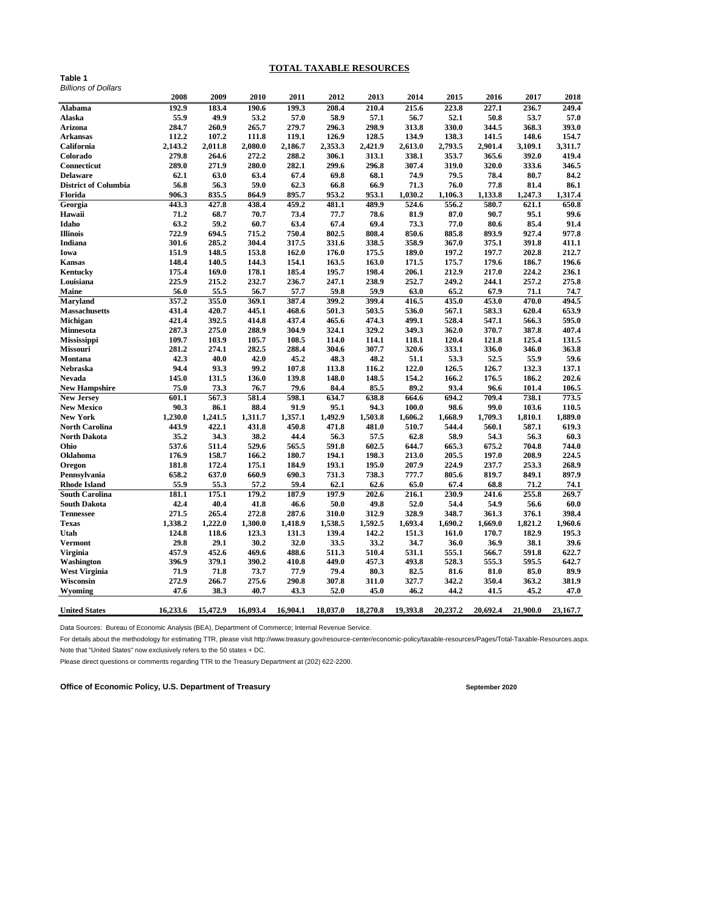# TOTAL TAXABLE RESOURCES

**Table 1**
*Billions of Dollars*

| | 2008 | 2009 | 2010 | 2011 | 2012 | 2013 | 2014 | 2015 | 2016 | 2017 | 2018 |
|---|---|---|---|---|---|---|---|---|---|---|---|
| **Alabama** | 192.9 | 183.4 | 190.6 | 199.3 | 208.4 | 210.4 | 215.6 | 223.8 | 227.1 | 236.7 | 249.4 |
| **Alaska** | 55.9 | 49.9 | 53.2 | 57.0 | 58.9 | 57.1 | 56.7 | 52.1 | 50.8 | 53.7 | 57.0 |
| **Arizona** | 284.7 | 260.9 | 265.7 | 279.7 | 296.3 | 298.9 | 313.8 | 330.0 | 344.5 | 368.3 | 393.0 |
| **Arkansas** | 112.2 | 107.2 | 111.8 | 119.1 | 126.9 | 128.5 | 134.9 | 138.3 | 141.5 | 148.6 | 154.7 |
| **California** | 2,143.2 | 2,011.8 | 2,080.0 | 2,186.7 | 2,353.3 | 2,421.9 | 2,613.0 | 2,793.5 | 2,901.4 | 3,109.1 | 3,311.7 |
| **Colorado** | 279.8 | 264.6 | 272.2 | 288.2 | 306.1 | 313.1 | 338.1 | 353.7 | 365.6 | 392.0 | 419.4 |
| **Connecticut** | 289.0 | 271.9 | 280.0 | 282.1 | 299.6 | 296.8 | 307.4 | 319.0 | 320.0 | 333.6 | 346.5 |
| **Delaware** | 62.1 | 63.0 | 63.4 | 67.4 | 69.8 | 68.1 | 74.9 | 79.5 | 78.4 | 80.7 | 84.2 |
| **District of Columbia** | 56.8 | 56.3 | 59.0 | 62.3 | 66.8 | 66.9 | 71.3 | 76.0 | 77.8 | 81.4 | 86.1 |
| **Florida** | 906.3 | 835.5 | 864.9 | 895.7 | 953.2 | 953.1 | 1,030.2 | 1,106.3 | 1,133.8 | 1,247.3 | 1,317.4 |
| **Georgia** | 443.3 | 427.8 | 438.4 | 459.2 | 481.1 | 489.9 | 524.6 | 556.2 | 580.7 | 621.1 | 650.8 |
| **Hawaii** | 71.2 | 68.7 | 70.7 | 73.4 | 77.7 | 78.6 | 81.9 | 87.0 | 90.7 | 95.1 | 99.6 |
| **Idaho** | 63.2 | 59.2 | 60.7 | 63.4 | 67.4 | 69.4 | 73.3 | 77.0 | 80.6 | 85.4 | 91.4 |
| **Illinois** | 722.9 | 694.5 | 715.2 | 750.4 | 802.5 | 808.4 | 850.6 | 885.8 | 893.9 | 927.4 | 977.8 |
| **Indiana** | 301.6 | 285.2 | 304.4 | 317.5 | 331.6 | 338.5 | 358.9 | 367.0 | 375.1 | 391.8 | 411.1 |
| **Iowa** | 151.9 | 148.5 | 153.8 | 162.0 | 176.0 | 175.5 | 189.0 | 197.2 | 197.7 | 202.8 | 212.7 |
| **Kansas** | 148.4 | 140.5 | 144.3 | 154.1 | 163.5 | 163.0 | 171.5 | 175.7 | 179.6 | 186.7 | 196.6 |
| **Kentucky** | 175.4 | 169.0 | 178.1 | 185.4 | 195.7 | 198.4 | 206.1 | 212.9 | 217.0 | 224.2 | 236.1 |
| **Louisiana** | 225.9 | 215.2 | 232.7 | 236.7 | 247.1 | 238.9 | 252.7 | 249.2 | 244.1 | 257.2 | 275.8 |
| **Maine** | 56.0 | 55.5 | 56.7 | 57.7 | 59.8 | 59.9 | 63.0 | 65.2 | 67.9 | 71.1 | 74.7 |
| **Maryland** | 357.2 | 355.0 | 369.1 | 387.4 | 399.2 | 399.4 | 416.5 | 435.0 | 453.0 | 470.0 | 494.5 |
| **Massachusetts** | 431.4 | 420.7 | 445.1 | 468.6 | 501.3 | 503.5 | 536.0 | 567.1 | 583.3 | 620.4 | 653.9 |
| **Michigan** | 421.4 | 392.5 | 414.8 | 437.4 | 465.6 | 474.3 | 499.1 | 528.4 | 547.1 | 566.3 | 595.0 |
| **Minnesota** | 287.3 | 275.0 | 288.9 | 304.9 | 324.1 | 329.2 | 349.3 | 362.0 | 370.7 | 387.8 | 407.4 |
| **Mississippi** | 109.7 | 103.9 | 105.7 | 108.5 | 114.0 | 114.1 | 118.1 | 120.4 | 121.8 | 125.4 | 131.5 |
| **Missouri** | 281.2 | 274.1 | 282.5 | 288.4 | 304.6 | 307.7 | 320.6 | 333.1 | 336.0 | 346.0 | 363.8 |
| **Montana** | 42.3 | 40.0 | 42.0 | 45.2 | 48.3 | 48.2 | 51.1 | 53.3 | 52.5 | 55.9 | 59.6 |
| **Nebraska** | 94.4 | 93.3 | 99.2 | 107.8 | 113.8 | 116.2 | 122.0 | 126.5 | 126.7 | 132.3 | 137.1 |
| **Nevada** | 145.0 | 131.5 | 136.0 | 139.8 | 148.0 | 148.5 | 154.2 | 166.2 | 176.5 | 186.2 | 202.6 |
| **New Hampshire** | 75.0 | 73.3 | 76.7 | 79.6 | 84.4 | 85.5 | 89.2 | 93.4 | 96.6 | 101.4 | 106.5 |
| **New Jersey** | 601.1 | 567.3 | 581.4 | 598.1 | 634.7 | 638.8 | 664.6 | 694.2 | 709.4 | 738.1 | 773.5 |
| **New Mexico** | 90.3 | 86.1 | 88.4 | 91.9 | 95.1 | 94.3 | 100.0 | 98.6 | 99.0 | 103.6 | 110.5 |
| **New York** | 1,230.0 | 1,241.5 | 1,311.7 | 1,357.1 | 1,492.9 | 1,503.8 | 1,606.2 | 1,668.9 | 1,709.3 | 1,810.1 | 1,889.0 |
| **North Carolina** | 443.9 | 422.1 | 431.8 | 450.8 | 471.8 | 481.0 | 510.7 | 544.4 | 560.1 | 587.1 | 619.3 |
| **North Dakota** | 35.2 | 34.3 | 38.2 | 44.4 | 56.3 | 57.5 | 62.8 | 58.9 | 54.3 | 56.3 | 60.3 |
| **Ohio** | 537.6 | 511.4 | 529.6 | 565.5 | 591.8 | 602.5 | 644.7 | 665.3 | 675.2 | 704.8 | 744.0 |
| **Oklahoma** | 176.9 | 158.7 | 166.2 | 180.7 | 194.1 | 198.3 | 213.0 | 205.5 | 197.0 | 208.9 | 224.5 |
| **Oregon** | 181.8 | 172.4 | 175.1 | 184.9 | 193.1 | 195.0 | 207.9 | 224.9 | 237.7 | 253.3 | 268.9 |
| **Pennsylvania** | 658.2 | 637.0 | 660.9 | 690.3 | 731.3 | 738.3 | 777.7 | 805.6 | 819.7 | 849.1 | 897.9 |
| **Rhode Island** | 55.9 | 55.3 | 57.2 | 59.4 | 62.1 | 62.6 | 65.0 | 67.4 | 68.8 | 71.2 | 74.1 |
| **South Carolina** | 181.1 | 175.1 | 179.2 | 187.9 | 197.9 | 202.6 | 216.1 | 230.9 | 241.6 | 255.8 | 269.7 |
| **South Dakota** | 42.4 | 40.4 | 41.8 | 46.6 | 50.0 | 49.8 | 52.0 | 54.4 | 54.9 | 56.6 | 60.0 |
| **Tennessee** | 271.5 | 265.4 | 272.8 | 287.6 | 310.0 | 312.9 | 328.9 | 348.7 | 361.3 | 376.1 | 398.4 |
| **Texas** | 1,338.2 | 1,222.0 | 1,300.0 | 1,418.9 | 1,538.5 | 1,592.5 | 1,693.4 | 1,690.2 | 1,669.0 | 1,821.2 | 1,960.6 |
| **Utah** | 124.8 | 118.6 | 123.3 | 131.3 | 139.4 | 142.2 | 151.3 | 161.0 | 170.7 | 182.9 | 195.3 |
| **Vermont** | 29.8 | 29.1 | 30.2 | 32.0 | 33.5 | 33.2 | 34.7 | 36.0 | 36.9 | 38.1 | 39.6 |
| **Virginia** | 457.9 | 452.6 | 469.6 | 488.6 | 511.3 | 510.4 | 531.1 | 555.1 | 566.7 | 591.8 | 622.7 |
| **Washington** | 396.9 | 379.1 | 390.2 | 410.8 | 449.0 | 457.3 | 493.8 | 528.3 | 555.3 | 595.5 | 642.7 |
| **West Virginia** | 71.9 | 71.8 | 73.7 | 77.9 | 79.4 | 80.3 | 82.5 | 81.6 | 81.0 | 85.0 | 89.9 |
| **Wisconsin** | 272.9 | 266.7 | 275.6 | 290.8 | 307.8 | 311.0 | 327.7 | 342.2 | 350.4 | 363.2 | 381.9 |
| **Wyoming** | 47.6 | 38.3 | 40.7 | 43.3 | 52.0 | 45.0 | 46.2 | 44.2 | 41.5 | 45.2 | 47.0 |
| **United States** | 16,233.6 | 15,472.9 | 16,093.4 | 16,904.1 | 18,037.0 | 18,270.8 | 19,393.8 | 20,237.2 | 20,692.4 | 21,900.0 | 23,167.7 |

Data Sources: Bureau of Economic Analysis (BEA), Department of Commerce; Internal Revenue Service.

For details about the methodology for estimating TTR, please visit http://www.treasury.gov/resource-center/economic-policy/taxable-resources/Pages/Total-Taxable-Resources.aspx.

Note that "United States" now exclusively refers to the 50 states + DC.

Please direct questions or comments regarding TTR to the Treasury Department at (202) 622-2200.

**Office of Economic Policy, U.S. Department of Treasury** **September 2020**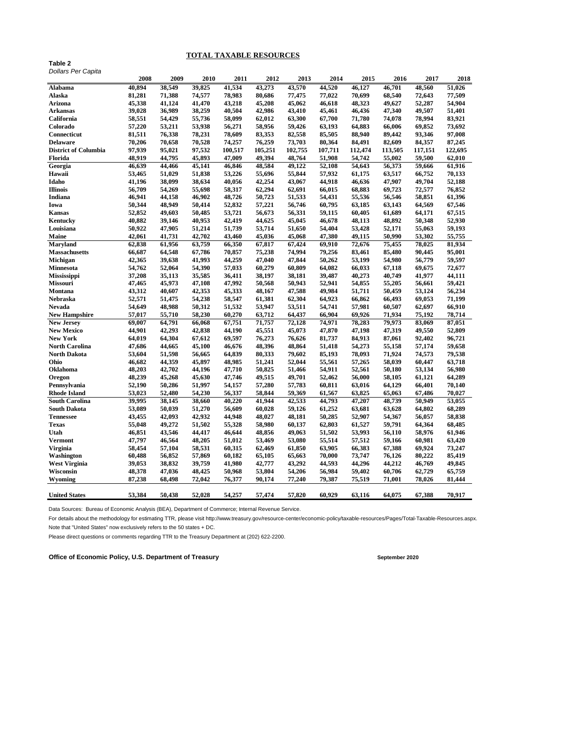# TOTAL TAXABLE RESOURCES

**Table 2**

*Dollars Per Capita*

| | 2008 | 2009 | 2010 | 2011 | 2012 | 2013 | 2014 | 2015 | 2016 | 2017 | 2018 |
|---|---|---|---|---|---|---|---|---|---|---|---|
| Alabama | 40,894 | 38,549 | 39,825 | 41,534 | 43,273 | 43,570 | 44,520 | 46,127 | 46,701 | 48,560 | 51,026 |
| Alaska | 81,281 | 71,388 | 74,577 | 78,983 | 80,686 | 77,475 | 77,022 | 70,699 | 68,540 | 72,643 | 77,509 |
| Arizona | 45,338 | 41,124 | 41,470 | 43,218 | 45,208 | 45,062 | 46,618 | 48,323 | 49,627 | 52,287 | 54,904 |
| Arkansas | 39,028 | 36,989 | 38,259 | 40,504 | 42,986 | 43,410 | 45,461 | 46,436 | 47,340 | 49,507 | 51,401 |
| California | 58,551 | 54,429 | 55,736 | 58,099 | 62,012 | 63,300 | 67,700 | 71,780 | 74,078 | 78,994 | 83,921 |
| Colorado | 57,220 | 53,211 | 53,938 | 56,271 | 58,956 | 59,426 | 63,193 | 64,883 | 66,006 | 69,852 | 73,692 |
| Connecticut | 81,511 | 76,338 | 78,231 | 78,609 | 83,353 | 82,558 | 85,505 | 88,940 | 89,442 | 93,346 | 97,008 |
| Delaware | 70,206 | 70,658 | 70,528 | 74,257 | 76,259 | 73,703 | 80,364 | 84,491 | 82,609 | 84,357 | 87,245 |
| District of Columbia | 97,939 | 95,021 | 97,532 | 100,517 | 105,251 | 102,755 | 107,711 | 112,474 | 113,505 | 117,151 | 122,695 |
| Florida | 48,919 | 44,795 | 45,893 | 47,009 | 49,394 | 48,764 | 51,908 | 54,742 | 55,002 | 59,500 | 62,010 |
| Georgia | 46,639 | 44,466 | 45,141 | 46,846 | 48,584 | 49,122 | 52,108 | 54,643 | 56,373 | 59,666 | 61,916 |
| Hawaii | 53,465 | 51,029 | 51,838 | 53,226 | 55,696 | 55,844 | 57,932 | 61,175 | 63,517 | 66,752 | 70,133 |
| Idaho | 41,196 | 38,099 | 38,634 | 40,056 | 42,254 | 43,067 | 44,918 | 46,636 | 47,907 | 49,704 | 52,188 |
| Illinois | 56,709 | 54,269 | 55,698 | 58,317 | 62,294 | 62,691 | 66,015 | 68,883 | 69,723 | 72,577 | 76,852 |
| Indiana | 46,941 | 44,158 | 46,902 | 48,726 | 50,723 | 51,533 | 54,431 | 55,536 | 56,546 | 58,851 | 61,396 |
| Iowa | 50,344 | 48,949 | 50,414 | 52,832 | 57,221 | 56,746 | 60,795 | 63,185 | 63,143 | 64,569 | 67,546 |
| Kansas | 52,852 | 49,603 | 50,485 | 53,721 | 56,673 | 56,331 | 59,115 | 60,405 | 61,689 | 64,171 | 67,515 |
| Kentucky | 40,882 | 39,146 | 40,953 | 42,419 | 44,625 | 45,045 | 46,678 | 48,113 | 48,892 | 50,348 | 52,930 |
| Louisiana | 50,922 | 47,905 | 51,214 | 51,739 | 53,714 | 51,650 | 54,404 | 53,428 | 52,171 | 55,063 | 59,193 |
| Maine | 42,061 | 41,731 | 42,702 | 43,460 | 45,036 | 45,068 | 47,380 | 49,115 | 50,990 | 53,302 | 55,755 |
| Maryland | 62,838 | 61,956 | 63,759 | 66,350 | 67,817 | 67,424 | 69,910 | 72,676 | 75,455 | 78,025 | 81,934 |
| Massachusetts | 66,687 | 64,548 | 67,786 | 70,857 | 75,238 | 74,994 | 79,256 | 83,461 | 85,480 | 90,445 | 95,001 |
| Michigan | 42,365 | 39,638 | 41,993 | 44,259 | 47,040 | 47,844 | 50,262 | 53,199 | 54,980 | 56,779 | 59,597 |
| Minnesota | 54,762 | 52,064 | 54,390 | 57,033 | 60,279 | 60,809 | 64,082 | 66,033 | 67,118 | 69,675 | 72,677 |
| Mississippi | 37,208 | 35,113 | 35,585 | 36,411 | 38,197 | 38,181 | 39,487 | 40,273 | 40,749 | 41,977 | 44,111 |
| Missouri | 47,465 | 45,973 | 47,108 | 47,992 | 50,568 | 50,943 | 52,941 | 54,855 | 55,205 | 56,661 | 59,421 |
| Montana | 43,312 | 40,607 | 42,353 | 45,333 | 48,167 | 47,588 | 49,984 | 51,711 | 50,459 | 53,124 | 56,234 |
| Nebraska | 52,571 | 51,475 | 54,238 | 58,547 | 61,381 | 62,304 | 64,923 | 66,862 | 66,493 | 69,053 | 71,199 |
| Nevada | 54,649 | 48,988 | 50,312 | 51,532 | 53,947 | 53,511 | 54,741 | 57,981 | 60,507 | 62,697 | 66,910 |
| New Hampshire | 57,017 | 55,710 | 58,230 | 60,270 | 63,712 | 64,437 | 66,904 | 69,926 | 71,934 | 75,192 | 78,714 |
| New Jersey | 69,007 | 64,791 | 66,068 | 67,751 | 71,757 | 72,128 | 74,971 | 78,283 | 79,973 | 83,069 | 87,051 |
| New Mexico | 44,901 | 42,293 | 42,838 | 44,190 | 45,551 | 45,073 | 47,870 | 47,198 | 47,319 | 49,550 | 52,809 |
| New York | 64,019 | 64,304 | 67,612 | 69,597 | 76,273 | 76,626 | 81,737 | 84,913 | 87,061 | 92,402 | 96,721 |
| North Carolina | 47,686 | 44,665 | 45,100 | 46,676 | 48,396 | 48,864 | 51,418 | 54,273 | 55,158 | 57,174 | 59,658 |
| North Dakota | 53,604 | 51,598 | 56,665 | 64,839 | 80,333 | 79,602 | 85,193 | 78,093 | 71,924 | 74,573 | 79,538 |
| Ohio | 46,682 | 44,359 | 45,897 | 48,985 | 51,241 | 52,044 | 55,561 | 57,265 | 58,039 | 60,447 | 63,718 |
| Oklahoma | 48,203 | 42,702 | 44,196 | 47,710 | 50,825 | 51,466 | 54,911 | 52,561 | 50,180 | 53,134 | 56,980 |
| Oregon | 48,239 | 45,268 | 45,630 | 47,746 | 49,515 | 49,701 | 52,462 | 56,000 | 58,105 | 61,121 | 64,289 |
| Pennsylvania | 52,190 | 50,286 | 51,997 | 54,157 | 57,280 | 57,783 | 60,811 | 63,016 | 64,129 | 66,401 | 70,140 |
| Rhode Island | 53,023 | 52,480 | 54,230 | 56,337 | 58,844 | 59,369 | 61,567 | 63,825 | 65,063 | 67,486 | 70,027 |
| South Carolina | 39,995 | 38,145 | 38,660 | 40,220 | 41,944 | 42,533 | 44,793 | 47,207 | 48,739 | 50,949 | 53,055 |
| South Dakota | 53,089 | 50,039 | 51,270 | 56,609 | 60,028 | 59,126 | 61,252 | 63,681 | 63,628 | 64,802 | 68,289 |
| Tennessee | 43,455 | 42,093 | 42,932 | 44,948 | 48,027 | 48,181 | 50,285 | 52,907 | 54,367 | 56,057 | 58,838 |
| Texas | 55,048 | 49,272 | 51,502 | 55,328 | 58,980 | 60,137 | 62,803 | 61,527 | 59,791 | 64,364 | 68,485 |
| Utah | 46,851 | 43,546 | 44,417 | 46,644 | 48,856 | 49,063 | 51,502 | 53,993 | 56,110 | 58,976 | 61,946 |
| Vermont | 47,797 | 46,564 | 48,205 | 51,012 | 53,469 | 53,080 | 55,514 | 57,512 | 59,166 | 60,981 | 63,420 |
| Virginia | 58,454 | 57,104 | 58,531 | 60,315 | 62,469 | 61,850 | 63,905 | 66,383 | 67,388 | 69,924 | 73,247 |
| Washington | 60,488 | 56,852 | 57,869 | 60,182 | 65,105 | 65,663 | 70,000 | 73,747 | 76,126 | 80,222 | 85,419 |
| West Virginia | 39,053 | 38,832 | 39,759 | 41,980 | 42,777 | 43,292 | 44,593 | 44,296 | 44,212 | 46,769 | 49,845 |
| Wisconsin | 48,378 | 47,036 | 48,425 | 50,968 | 53,804 | 54,206 | 56,984 | 59,402 | 60,706 | 62,729 | 65,759 |
| Wyoming | 87,238 | 68,498 | 72,042 | 76,377 | 90,174 | 77,240 | 79,387 | 75,519 | 71,001 | 78,026 | 81,444 |
| United States | 53,384 | 50,438 | 52,028 | 54,257 | 57,474 | 57,820 | 60,929 | 63,116 | 64,075 | 67,388 | 70,917 |

Data Sources: Bureau of Economic Analysis (BEA), Department of Commerce; Internal Revenue Service.

For details about the methodology for estimating TTR, please visit http://www.treasury.gov/resource-center/economic-policy/taxable-resources/Pages/Total-Taxable-Resources.aspx.

Note that "United States" now exclusively refers to the 50 states + DC.

Please direct questions or comments regarding TTR to the Treasury Department at (202) 622-2200.

**Office of Economic Policy, U.S. Department of Treasury** **September 2020**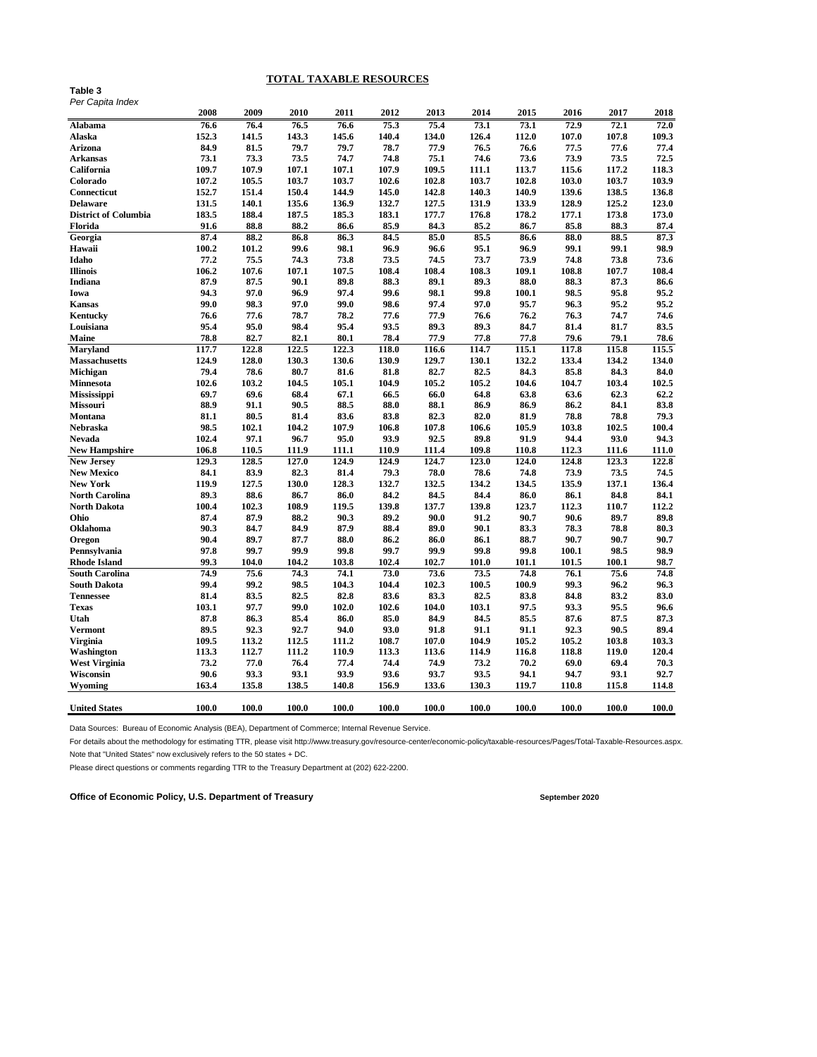## TOTAL TAXABLE RESOURCES

**Table 3**

*Per Capita Index*

| | 2008 | 2009 | 2010 | 2011 | 2012 | 2013 | 2014 | 2015 | 2016 | 2017 | 2018 |
|---|---|---|---|---|---|---|---|---|---|---|---|
| Alabama | 76.6 | 76.4 | 76.5 | 76.6 | 75.3 | 75.4 | 73.1 | 73.1 | 72.9 | 72.1 | 72.0 |
| Alaska | 152.3 | 141.5 | 143.3 | 145.6 | 140.4 | 134.0 | 126.4 | 112.0 | 107.0 | 107.8 | 109.3 |
| Arizona | 84.9 | 81.5 | 79.7 | 79.7 | 78.7 | 77.9 | 76.5 | 76.6 | 77.5 | 77.6 | 77.4 |
| Arkansas | 73.1 | 73.3 | 73.5 | 74.7 | 74.8 | 75.1 | 74.6 | 73.6 | 73.9 | 73.5 | 72.5 |
| California | 109.7 | 107.9 | 107.1 | 107.1 | 107.9 | 109.5 | 111.1 | 113.7 | 115.6 | 117.2 | 118.3 |
| Colorado | 107.2 | 105.5 | 103.7 | 103.7 | 102.6 | 102.8 | 103.7 | 102.8 | 103.0 | 103.7 | 103.9 |
| Connecticut | 152.7 | 151.4 | 150.4 | 144.9 | 145.0 | 142.8 | 140.3 | 140.9 | 139.6 | 138.5 | 136.8 |
| Delaware | 131.5 | 140.1 | 135.6 | 136.9 | 132.7 | 127.5 | 131.9 | 133.9 | 128.9 | 125.2 | 123.0 |
| District of Columbia | 183.5 | 188.4 | 187.5 | 185.3 | 183.1 | 177.7 | 176.8 | 178.2 | 177.1 | 173.8 | 173.0 |
| Florida | 91.6 | 88.8 | 88.2 | 86.6 | 85.9 | 84.3 | 85.2 | 86.7 | 85.8 | 88.3 | 87.4 |
| Georgia | 87.4 | 88.2 | 86.8 | 86.3 | 84.5 | 85.0 | 85.5 | 86.6 | 88.0 | 88.5 | 87.3 |
| Hawaii | 100.2 | 101.2 | 99.6 | 98.1 | 96.9 | 96.6 | 95.1 | 96.9 | 99.1 | 99.1 | 98.9 |
| Idaho | 77.2 | 75.5 | 74.3 | 73.8 | 73.5 | 74.5 | 73.7 | 73.9 | 74.8 | 73.8 | 73.6 |
| Illinois | 106.2 | 107.6 | 107.1 | 107.5 | 108.4 | 108.4 | 108.3 | 109.1 | 108.8 | 107.7 | 108.4 |
| Indiana | 87.9 | 87.5 | 90.1 | 89.8 | 88.3 | 89.1 | 89.3 | 88.0 | 88.3 | 87.3 | 86.6 |
| Iowa | 94.3 | 97.0 | 96.9 | 97.4 | 99.6 | 98.1 | 99.8 | 100.1 | 98.5 | 95.8 | 95.2 |
| Kansas | 99.0 | 98.3 | 97.0 | 99.0 | 98.6 | 97.4 | 97.0 | 95.7 | 96.3 | 95.2 | 95.2 |
| Kentucky | 76.6 | 77.6 | 78.7 | 78.2 | 77.6 | 77.9 | 76.6 | 76.2 | 76.3 | 74.7 | 74.6 |
| Louisiana | 95.4 | 95.0 | 98.4 | 95.4 | 93.5 | 89.3 | 89.3 | 84.7 | 81.4 | 81.7 | 83.5 |
| Maine | 78.8 | 82.7 | 82.1 | 80.1 | 78.4 | 77.9 | 77.8 | 77.8 | 79.6 | 79.1 | 78.6 |
| Maryland | 117.7 | 122.8 | 122.5 | 122.3 | 118.0 | 116.6 | 114.7 | 115.1 | 117.8 | 115.8 | 115.5 |
| Massachusetts | 124.9 | 128.0 | 130.3 | 130.6 | 130.9 | 129.7 | 130.1 | 132.2 | 133.4 | 134.2 | 134.0 |
| Michigan | 79.4 | 78.6 | 80.7 | 81.6 | 81.8 | 82.7 | 82.5 | 84.3 | 85.8 | 84.3 | 84.0 |
| Minnesota | 102.6 | 103.2 | 104.5 | 105.1 | 104.9 | 105.2 | 105.2 | 104.6 | 104.7 | 103.4 | 102.5 |
| Mississippi | 69.7 | 69.6 | 68.4 | 67.1 | 66.5 | 66.0 | 64.8 | 63.8 | 63.6 | 62.3 | 62.2 |
| Missouri | 88.9 | 91.1 | 90.5 | 88.5 | 88.0 | 88.1 | 86.9 | 86.9 | 86.2 | 84.1 | 83.8 |
| Montana | 81.1 | 80.5 | 81.4 | 83.6 | 83.8 | 82.3 | 82.0 | 81.9 | 78.8 | 78.8 | 79.3 |
| Nebraska | 98.5 | 102.1 | 104.2 | 107.9 | 106.8 | 107.8 | 106.6 | 105.9 | 103.8 | 102.5 | 100.4 |
| Nevada | 102.4 | 97.1 | 96.7 | 95.0 | 93.9 | 92.5 | 89.8 | 91.9 | 94.4 | 93.0 | 94.3 |
| New Hampshire | 106.8 | 110.5 | 111.9 | 111.1 | 110.9 | 111.4 | 109.8 | 110.8 | 112.3 | 111.6 | 111.0 |
| New Jersey | 129.3 | 128.5 | 127.0 | 124.9 | 124.9 | 124.7 | 123.0 | 124.0 | 124.8 | 123.3 | 122.8 |
| New Mexico | 84.1 | 83.9 | 82.3 | 81.4 | 79.3 | 78.0 | 78.6 | 74.8 | 73.9 | 73.5 | 74.5 |
| New York | 119.9 | 127.5 | 130.0 | 128.3 | 132.7 | 132.5 | 134.2 | 134.5 | 135.9 | 137.1 | 136.4 |
| North Carolina | 89.3 | 88.6 | 86.7 | 86.0 | 84.2 | 84.5 | 84.4 | 86.0 | 86.1 | 84.8 | 84.1 |
| North Dakota | 100.4 | 102.3 | 108.9 | 119.5 | 139.8 | 137.7 | 139.8 | 123.7 | 112.3 | 110.7 | 112.2 |
| Ohio | 87.4 | 87.9 | 88.2 | 90.3 | 89.2 | 90.0 | 91.2 | 90.7 | 90.6 | 89.7 | 89.8 |
| Oklahoma | 90.3 | 84.7 | 84.9 | 87.9 | 88.4 | 89.0 | 90.1 | 83.3 | 78.3 | 78.8 | 80.3 |
| Oregon | 90.4 | 89.7 | 87.7 | 88.0 | 86.2 | 86.0 | 86.1 | 88.7 | 90.7 | 90.7 | 90.7 |
| Pennsylvania | 97.8 | 99.7 | 99.9 | 99.8 | 99.7 | 99.9 | 99.8 | 99.8 | 100.1 | 98.5 | 98.9 |
| Rhode Island | 99.3 | 104.0 | 104.2 | 103.8 | 102.4 | 102.7 | 101.0 | 101.1 | 101.5 | 100.1 | 98.7 |
| South Carolina | 74.9 | 75.6 | 74.3 | 74.1 | 73.0 | 73.6 | 73.5 | 74.8 | 76.1 | 75.6 | 74.8 |
| South Dakota | 99.4 | 99.2 | 98.5 | 104.3 | 104.4 | 102.3 | 100.5 | 100.9 | 99.3 | 96.2 | 96.3 |
| Tennessee | 81.4 | 83.5 | 82.5 | 82.8 | 83.6 | 83.3 | 82.5 | 83.8 | 84.8 | 83.2 | 83.0 |
| Texas | 103.1 | 97.7 | 99.0 | 102.0 | 102.6 | 104.0 | 103.1 | 97.5 | 93.3 | 95.5 | 96.6 |
| Utah | 87.8 | 86.3 | 85.4 | 86.0 | 85.0 | 84.9 | 84.5 | 85.5 | 87.6 | 87.5 | 87.3 |
| Vermont | 89.5 | 92.3 | 92.7 | 94.0 | 93.0 | 91.8 | 91.1 | 91.1 | 92.3 | 90.5 | 89.4 |
| Virginia | 109.5 | 113.2 | 112.5 | 111.2 | 108.7 | 107.0 | 104.9 | 105.2 | 105.2 | 103.8 | 103.3 |
| Washington | 113.3 | 112.7 | 111.2 | 110.9 | 113.3 | 113.6 | 114.9 | 116.8 | 118.8 | 119.0 | 120.4 |
| West Virginia | 73.2 | 77.0 | 76.4 | 77.4 | 74.4 | 74.9 | 73.2 | 70.2 | 69.0 | 69.4 | 70.3 |
| Wisconsin | 90.6 | 93.3 | 93.1 | 93.9 | 93.6 | 93.7 | 93.5 | 94.1 | 94.7 | 93.1 | 92.7 |
| Wyoming | 163.4 | 135.8 | 138.5 | 140.8 | 156.9 | 133.6 | 130.3 | 119.7 | 110.8 | 115.8 | 114.8 |
| United States | 100.0 | 100.0 | 100.0 | 100.0 | 100.0 | 100.0 | 100.0 | 100.0 | 100.0 | 100.0 | 100.0 |

Data Sources: Bureau of Economic Analysis (BEA), Department of Commerce; Internal Revenue Service.

For details about the methodology for estimating TTR, please visit http://www.treasury.gov/resource-center/economic-policy/taxable-resources/Pages/Total-Taxable-Resources.aspx.

Note that "United States" now exclusively refers to the 50 states + DC.

Please direct questions or comments regarding TTR to the Treasury Department at (202) 622-2200.

**Office of Economic Policy, U.S. Department of Treasury** **September 2020**